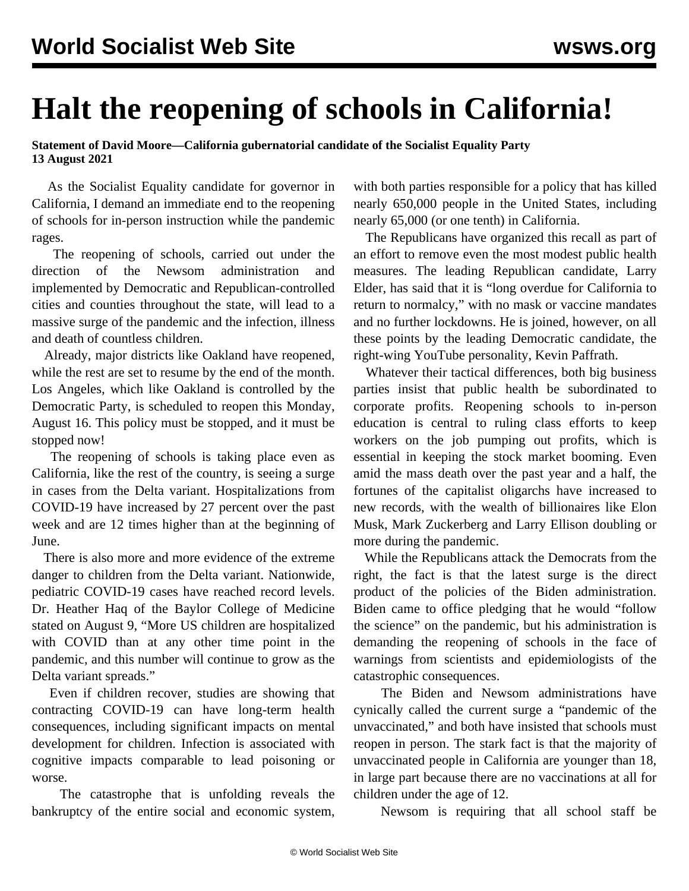# Halt the reopening of schools in California!

**Statement of David Moore—California gubernatorial candidate of the Socialist Equality Party**
**13 August 2021**

As the Socialist Equality candidate for governor in California, I demand an immediate end to the reopening of schools for in-person instruction while the pandemic rages.

The reopening of schools, carried out under the direction of the Newsom administration and implemented by Democratic and Republican-controlled cities and counties throughout the state, will lead to a massive surge of the pandemic and the infection, illness and death of countless children.

Already, major districts like Oakland have reopened, while the rest are set to resume by the end of the month. Los Angeles, which like Oakland is controlled by the Democratic Party, is scheduled to reopen this Monday, August 16. This policy must be stopped, and it must be stopped now!

The reopening of schools is taking place even as California, like the rest of the country, is seeing a surge in cases from the Delta variant. Hospitalizations from COVID-19 have increased by 27 percent over the past week and are 12 times higher than at the beginning of June.

There is also more and more evidence of the extreme danger to children from the Delta variant. Nationwide, pediatric COVID-19 cases have reached record levels. Dr. Heather Haq of the Baylor College of Medicine stated on August 9, "More US children are hospitalized with COVID than at any other time point in the pandemic, and this number will continue to grow as the Delta variant spreads."

Even if children recover, studies are showing that contracting COVID-19 can have long-term health consequences, including significant impacts on mental development for children. Infection is associated with cognitive impacts comparable to lead poisoning or worse.

The catastrophe that is unfolding reveals the bankruptcy of the entire social and economic system, with both parties responsible for a policy that has killed nearly 650,000 people in the United States, including nearly 65,000 (or one tenth) in California.

The Republicans have organized this recall as part of an effort to remove even the most modest public health measures. The leading Republican candidate, Larry Elder, has said that it is "long overdue for California to return to normalcy," with no mask or vaccine mandates and no further lockdowns. He is joined, however, on all these points by the leading Democratic candidate, the right-wing YouTube personality, Kevin Paffrath.

Whatever their tactical differences, both big business parties insist that public health be subordinated to corporate profits. Reopening schools to in-person education is central to ruling class efforts to keep workers on the job pumping out profits, which is essential in keeping the stock market booming. Even amid the mass death over the past year and a half, the fortunes of the capitalist oligarchs have increased to new records, with the wealth of billionaires like Elon Musk, Mark Zuckerberg and Larry Ellison doubling or more during the pandemic.

While the Republicans attack the Democrats from the right, the fact is that the latest surge is the direct product of the policies of the Biden administration. Biden came to office pledging that he would "follow the science" on the pandemic, but his administration is demanding the reopening of schools in the face of warnings from scientists and epidemiologists of the catastrophic consequences.

The Biden and Newsom administrations have cynically called the current surge a "pandemic of the unvaccinated," and both have insisted that schools must reopen in person. The stark fact is that the majority of unvaccinated people in California are younger than 18, in large part because there are no vaccinations at all for children under the age of 12.

Newsom is requiring that all school staff be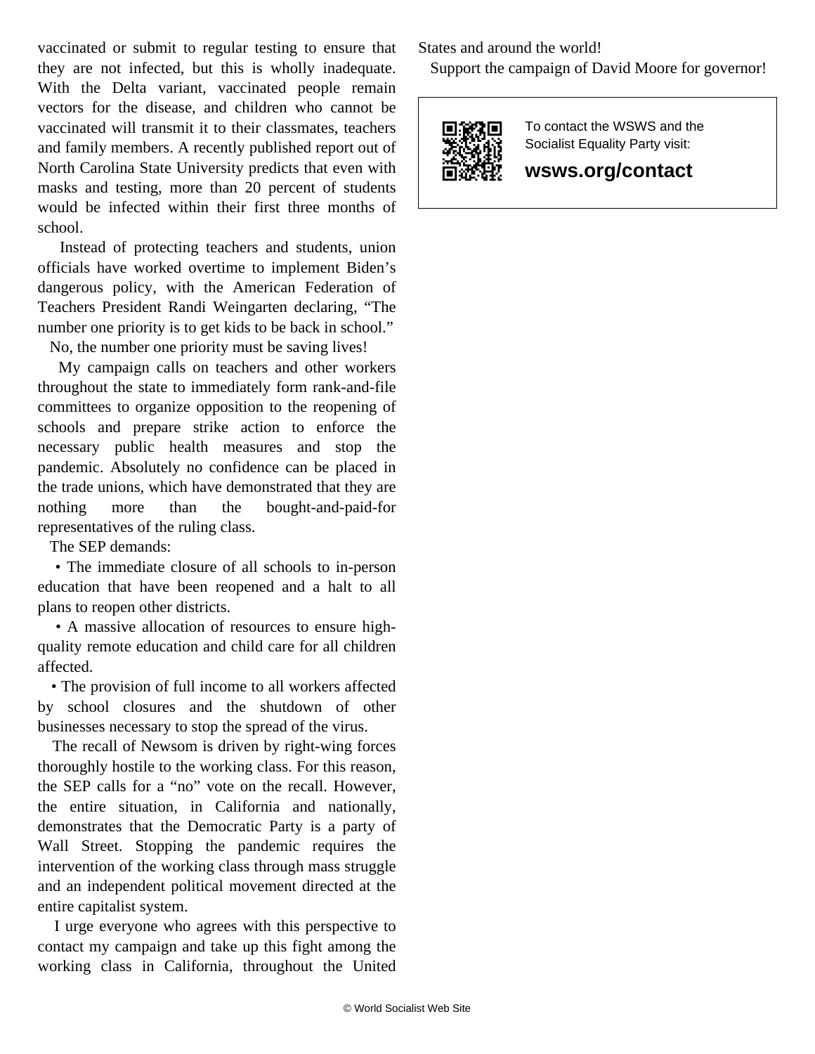vaccinated or submit to regular testing to ensure that they are not infected, but this is wholly inadequate. With the Delta variant, vaccinated people remain vectors for the disease, and children who cannot be vaccinated will transmit it to their classmates, teachers and family members. A recently published report out of North Carolina State University predicts that even with masks and testing, more than 20 percent of students would be infected within their first three months of school.

Instead of protecting teachers and students, union officials have worked overtime to implement Biden's dangerous policy, with the American Federation of Teachers President Randi Weingarten declaring, "The number one priority is to get kids to be back in school."

No, the number one priority must be saving lives!

My campaign calls on teachers and other workers throughout the state to immediately form rank-and-file committees to organize opposition to the reopening of schools and prepare strike action to enforce the necessary public health measures and stop the pandemic. Absolutely no confidence can be placed in the trade unions, which have demonstrated that they are nothing more than the bought-and-paid-for representatives of the ruling class.

The SEP demands:

- The immediate closure of all schools to in-person education that have been reopened and a halt to all plans to reopen other districts.
- A massive allocation of resources to ensure high-quality remote education and child care for all children affected.
- The provision of full income to all workers affected by school closures and the shutdown of other businesses necessary to stop the spread of the virus.

The recall of Newsom is driven by right-wing forces thoroughly hostile to the working class. For this reason, the SEP calls for a "no" vote on the recall. However, the entire situation, in California and nationally, demonstrates that the Democratic Party is a party of Wall Street. Stopping the pandemic requires the intervention of the working class through mass struggle and an independent political movement directed at the entire capitalist system.

I urge everyone who agrees with this perspective to contact my campaign and take up this fight among the working class in California, throughout the United States and around the world!

Support the campaign of David Moore for governor!

To contact the WSWS and the Socialist Equality Party visit:

**wsws.org/contact**